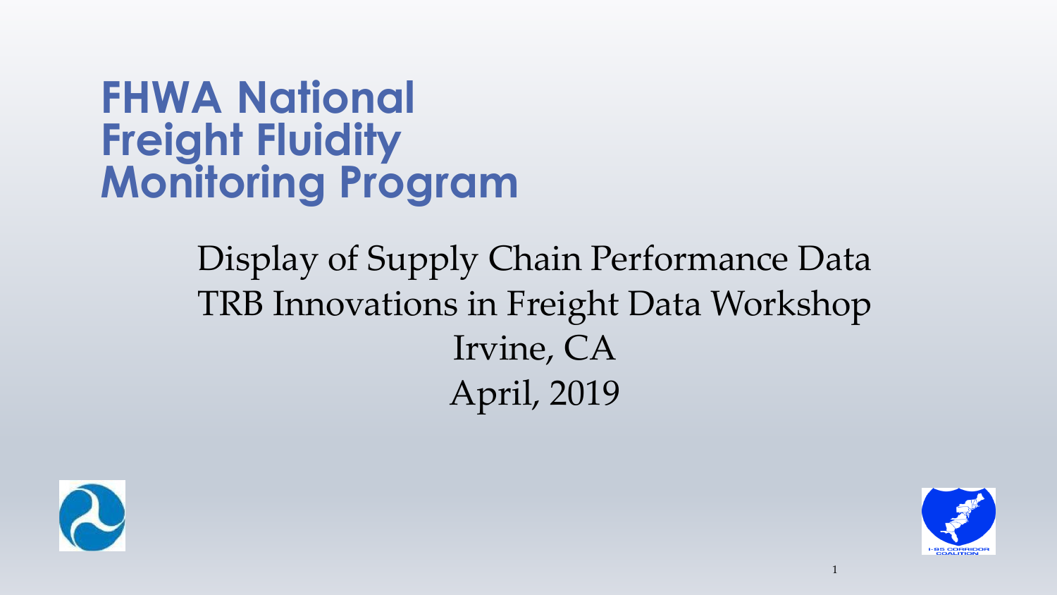# FHWA National Freight Fluidity Monitoring Program

Display of Supply Chain Performance Data
TRB Innovations in Freight Data Workshop
Irvine, CA
April, 2019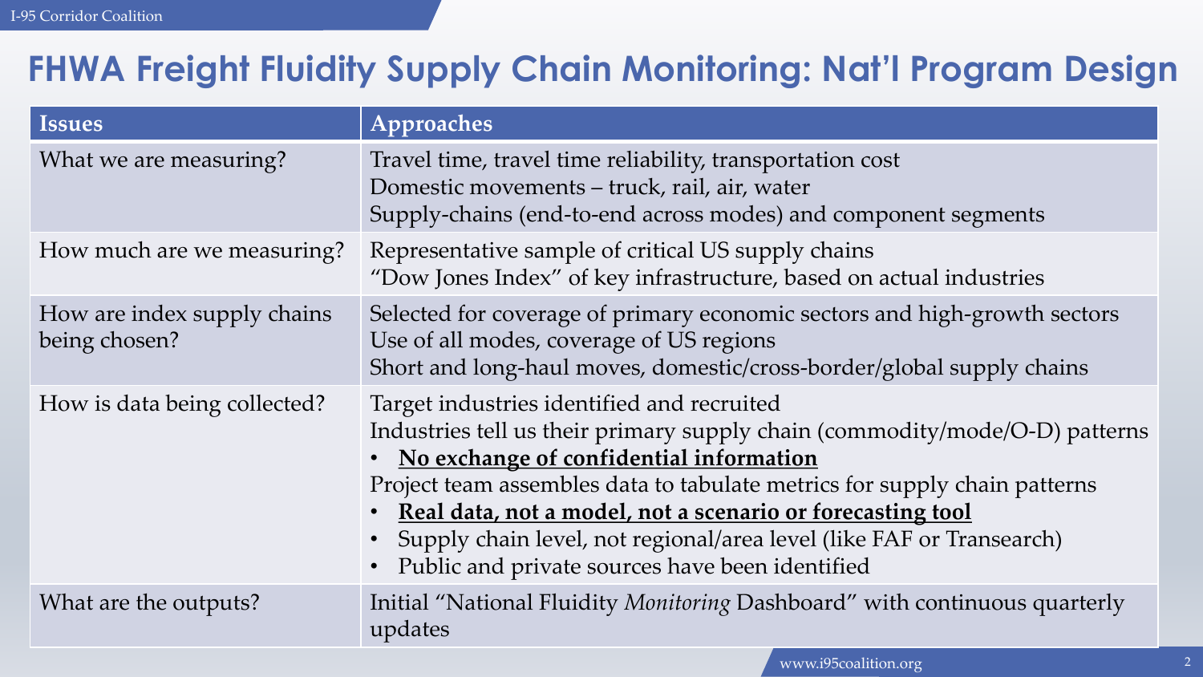# FHWA Freight Fluidity Supply Chain Monitoring: Nat'l Program Design

| Issues | Approaches |
| --- | --- |
| What we are measuring? | Travel time, travel time reliability, transportation cost<br>Domestic movements – truck, rail, air, water<br>Supply-chains (end-to-end across modes) and component segments |
| How much are we measuring? | Representative sample of critical US supply chains<br>"Dow Jones Index" of key infrastructure, based on actual industries |
| How are index supply chains being chosen? | Selected for coverage of primary economic sectors and high-growth sectors<br>Use of all modes, coverage of US regions<br>Short and long-haul moves, domestic/cross-border/global supply chains |
| How is data being collected? | Target industries identified and recruited<br>Industries tell us their primary supply chain (commodity/mode/O-D) patterns<br>• **No exchange of confidential information**<br>Project team assembles data to tabulate metrics for supply chain patterns<br>• **Real data, not a model, not a scenario or forecasting tool**<br>• Supply chain level, not regional/area level (like FAF or Transearch)<br>• Public and private sources have been identified |
| What are the outputs? | Initial "National Fluidity *Monitoring* Dashboard" with continuous quarterly updates |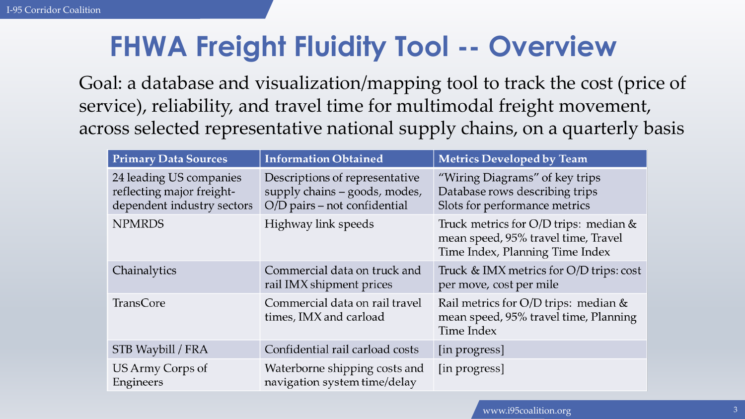# FHWA Freight Fluidity Tool -- Overview

Goal: a database and visualization/mapping tool to track the cost (price of service), reliability, and travel time for multimodal freight movement, across selected representative national supply chains, on a quarterly basis

| Primary Data Sources | Information Obtained | Metrics Developed by Team |
|---|---|---|
| 24 leading US companies reflecting major freight-dependent industry sectors | Descriptions of representative supply chains – goods, modes, O/D pairs – not confidential | "Wiring Diagrams" of key trips<br>Database rows describing trips<br>Slots for performance metrics |
| NPMRDS | Highway link speeds | Truck metrics for O/D trips: median & mean speed, 95% travel time, Travel Time Index, Planning Time Index |
| Chainalytics | Commercial data on truck and rail IMX shipment prices | Truck & IMX metrics for O/D trips: cost per move, cost per mile |
| TransCore | Commercial data on rail travel times, IMX and carload | Rail metrics for O/D trips: median & mean speed, 95% travel time, Planning Time Index |
| STB Waybill / FRA | Confidential rail carload costs | [in progress] |
| US Army Corps of Engineers | Waterborne shipping costs and navigation system time/delay | [in progress] |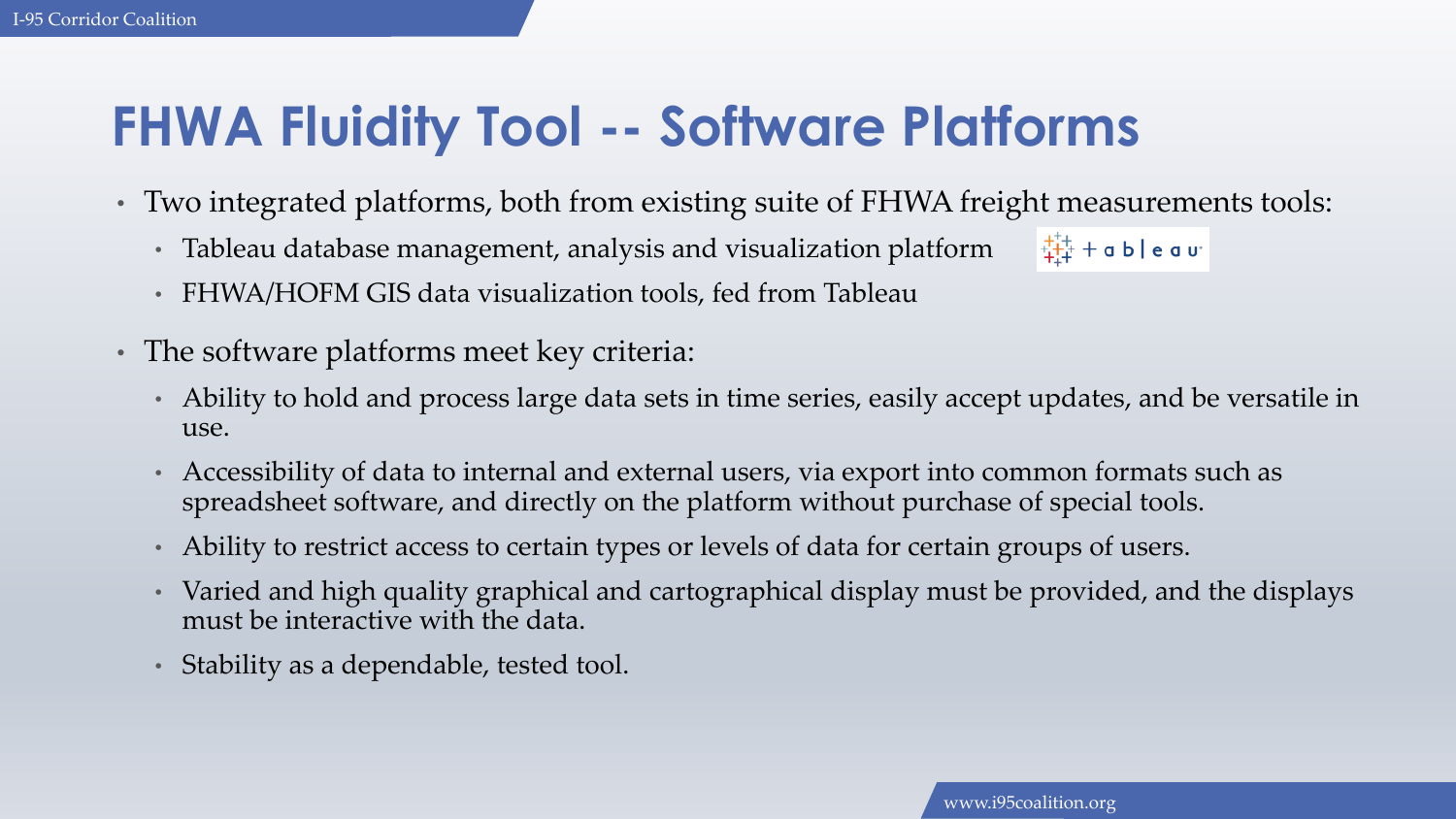# FHWA Fluidity Tool -- Software Platforms

- Two integrated platforms, both from existing suite of FHWA freight measurements tools:
  - Tableau database management, analysis and visualization platform
  - FHWA/HOFM GIS data visualization tools, fed from Tableau
- The software platforms meet key criteria:
  - Ability to hold and process large data sets in time series, easily accept updates, and be versatile in use.
  - Accessibility of data to internal and external users, via export into common formats such as spreadsheet software, and directly on the platform without purchase of special tools.
  - Ability to restrict access to certain types or levels of data for certain groups of users.
  - Varied and high quality graphical and cartographical display must be provided, and the displays must be interactive with the data.
  - Stability as a dependable, tested tool.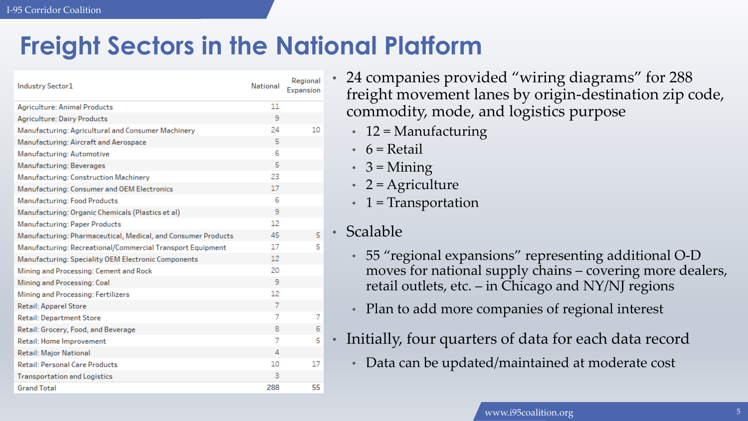# Freight Sectors in the National Platform

| Industry Sector1 | National | Regional Expansion |
|---|---|---|
| Agriculture: Animal Products | 11 | |
| Agriculture: Dairy Products | 9 | |
| Manufacturing: Agricultural and Consumer Machinery | 24 | 10 |
| Manufacturing: Aircraft and Aerospace | 5 | |
| Manufacturing: Automotive | 6 | |
| Manufacturing: Beverages | 5 | |
| Manufacturing: Construction Machinery | 23 | |
| Manufacturing: Consumer and OEM Electronics | 17 | |
| Manufacturing: Food Products | 6 | |
| Manufacturing: Organic Chemicals (Plastics et al) | 9 | |
| Manufacturing: Paper Products | 12 | |
| Manufacturing: Pharmaceutical, Medical, and Consumer Products | 45 | 5 |
| Manufacturing: Recreational/Commercial Transport Equipment | 17 | 5 |
| Manufacturing: Speciality OEM Electronic Components | 12 | |
| Mining and Processing: Cement and Rock | 20 | |
| Mining and Processing: Coal | 9 | |
| Mining and Processing: Fertilizers | 12 | |
| Retail: Apparel Store | 7 | |
| Retail: Department Store | 7 | 7 |
| Retail: Grocery, Food, and Beverage | 8 | 6 |
| Retail: Home Improvement | 7 | 5 |
| Retail: Major National | 4 | |
| Retail: Personal Care Products | 10 | 17 |
| Transportation and Logistics | 3 | |
| Grand Total | 288 | 55 |

- 24 companies provided "wiring diagrams" for 288 freight movement lanes by origin-destination zip code, commodity, mode, and logistics purpose
  - 12 = Manufacturing
  - 6 = Retail
  - 3 = Mining
  - 2 = Agriculture
  - 1 = Transportation
- Scalable
  - 55 "regional expansions" representing additional O-D moves for national supply chains – covering more dealers, retail outlets, etc. – in Chicago and NY/NJ regions
  - Plan to add more companies of regional interest
- Initially, four quarters of data for each data record
  - Data can be updated/maintained at moderate cost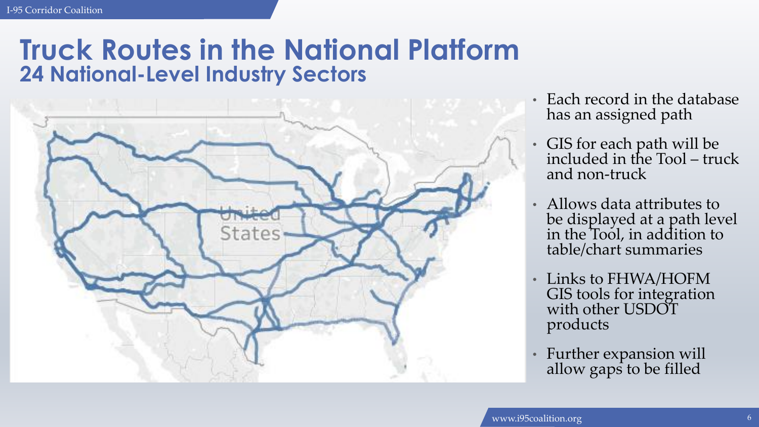# Truck Routes in the National Platform

## 24 National-Level Industry Sectors

United States

- Each record in the database has an assigned path
- GIS for each path will be included in the Tool – truck and non-truck
- Allows data attributes to be displayed at a path level in the Tool, in addition to table/chart summaries
- Links to FHWA/HOFM GIS tools for integration with other USDOT products
- Further expansion will allow gaps to be filled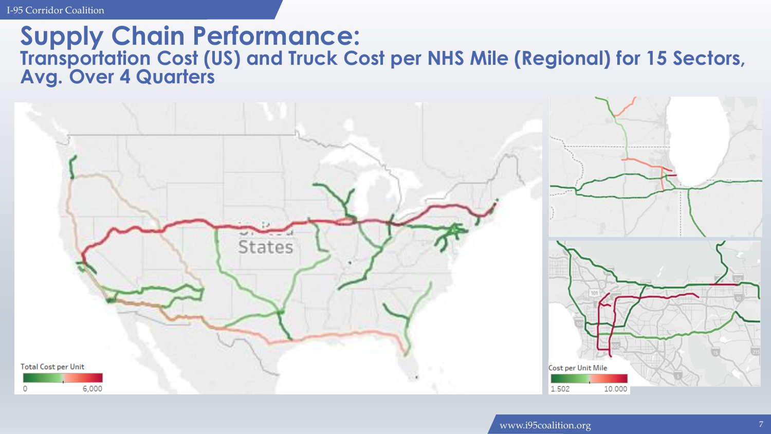# Supply Chain Performance:

## Transportation Cost (US) and Truck Cost per NHS Mile (Regional) for 15 Sectors, Avg. Over 4 Quarters

States

Total Cost per Unit

0

6,000

Cost per Unit Mile

1.502

10.000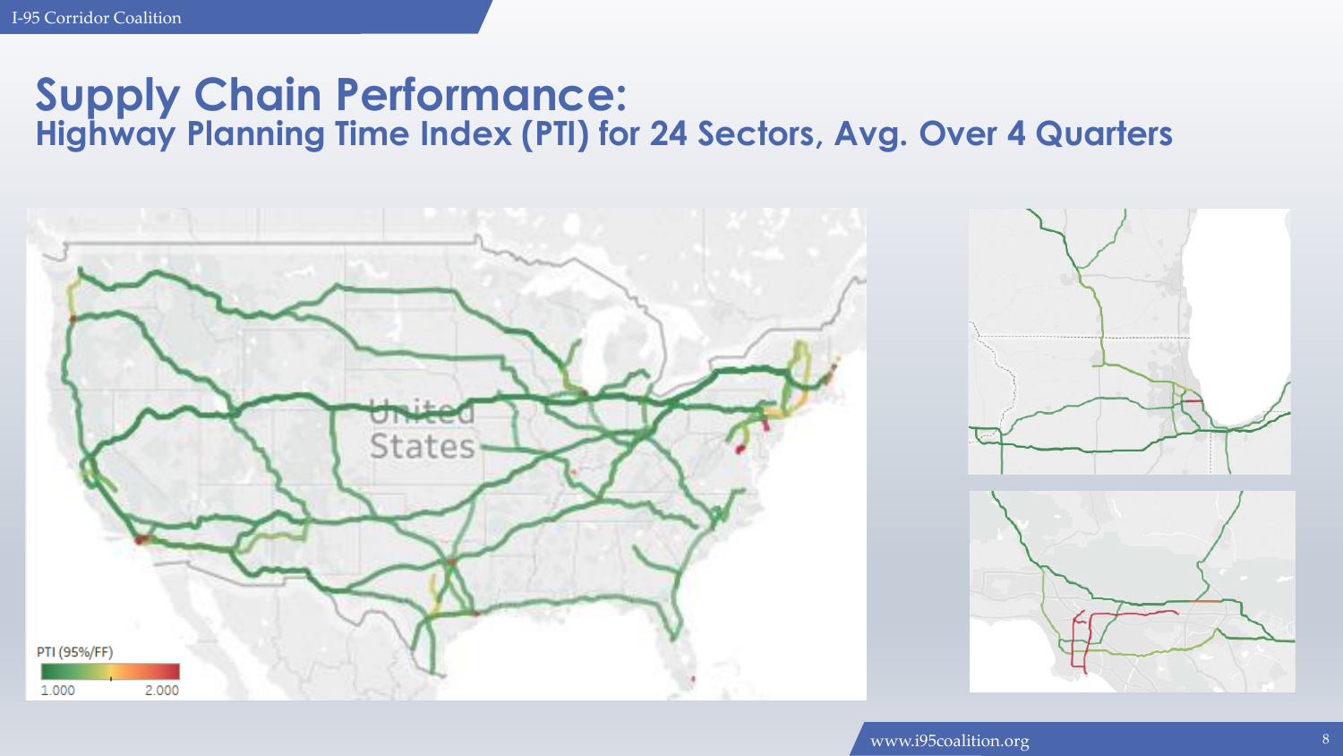# Supply Chain Performance:
## Highway Planning Time Index (PTI) for 24 Sectors, Avg. Over 4 Quarters

PTI (95%/FF)

1.000 2.000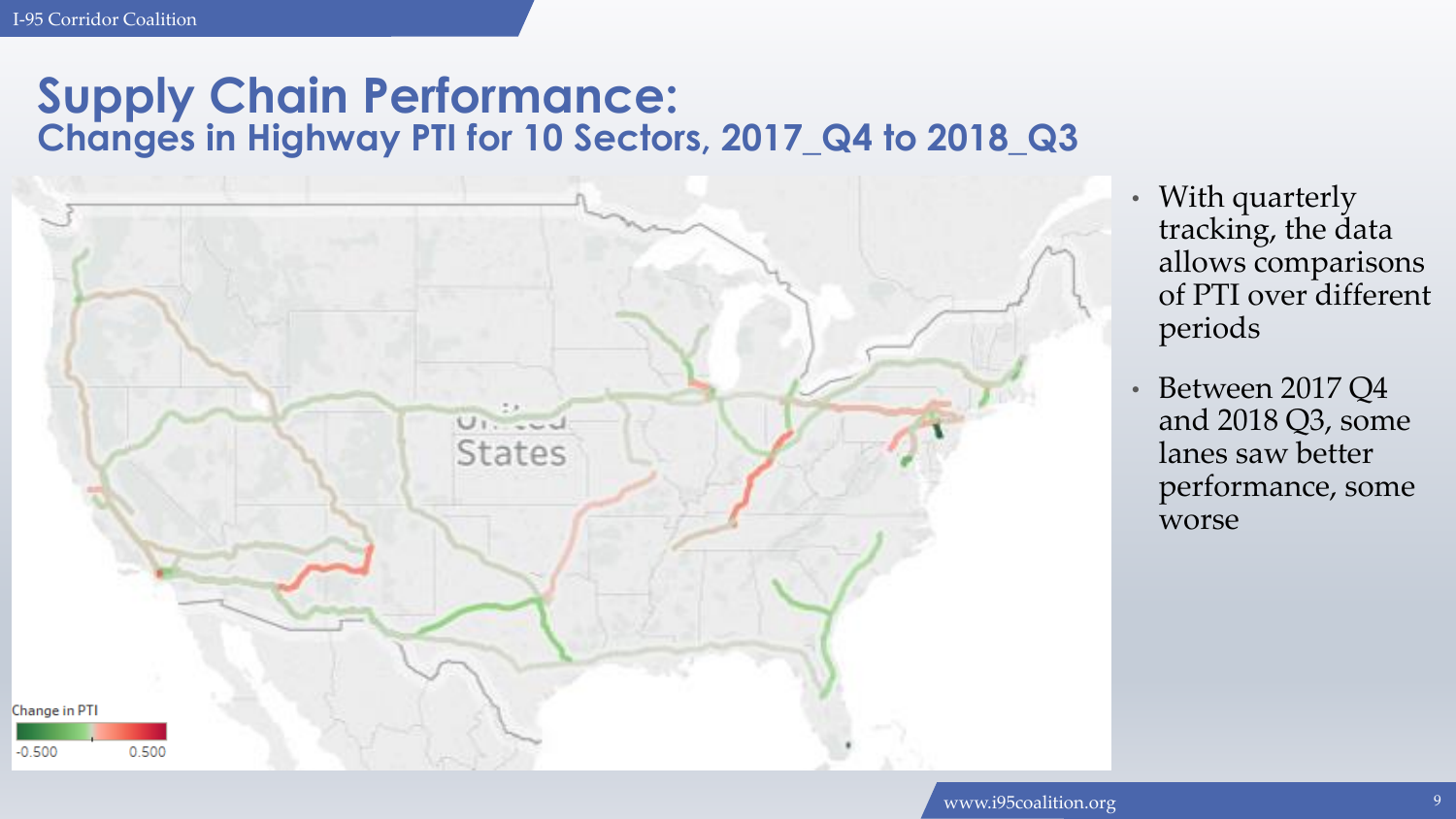# Supply Chain Performance:
## Changes in Highway PTI for 10 Sectors, 2017_Q4 to 2018_Q3

United States

Change in PTI

-0.500

0.500

- With quarterly tracking, the data allows comparisons of PTI over different periods
- Between 2017 Q4 and 2018 Q3, some lanes saw better performance, some worse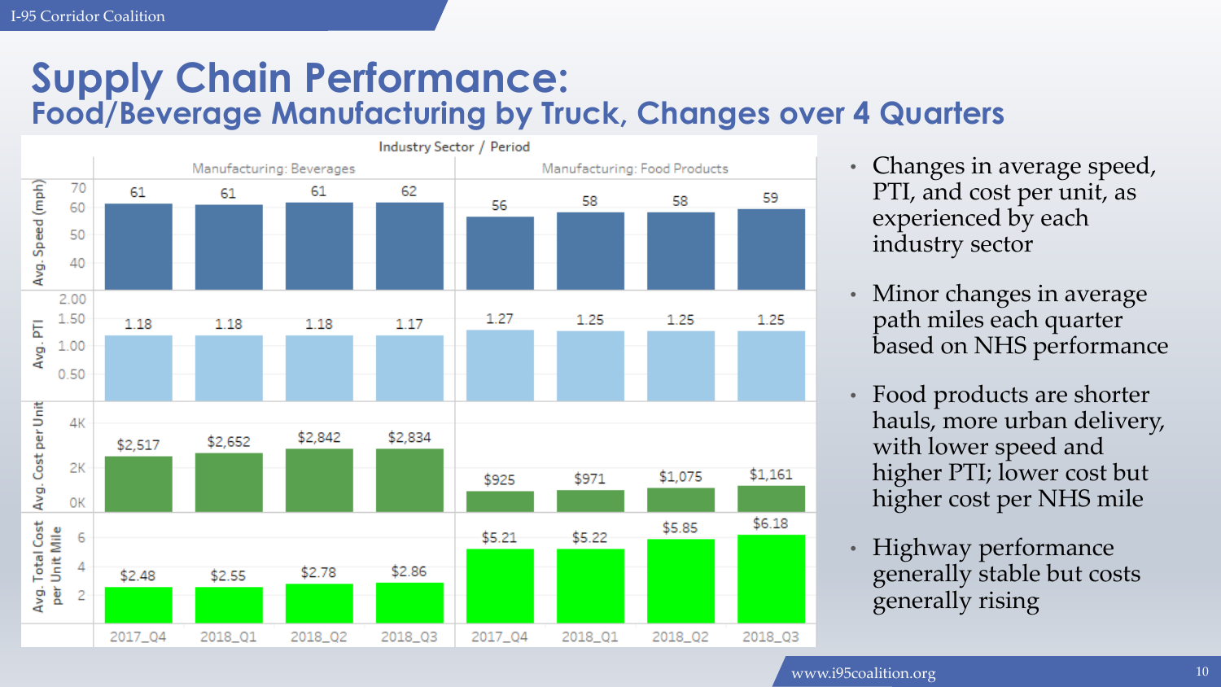# Supply Chain Performance:
## Food/Beverage Manufacturing by Truck, Changes over 4 Quarters

Industry Sector / Period

Manufacturing: Beverages

Manufacturing: Food Products

Avg. Speed (mph)

70
60
50
40

61 61 61 62
56 58 58 59

Avg. PTI

2.00
1.50
1.00
0.50

1.18 1.18 1.18 1.17
1.27 1.25 1.25 1.25

Avg. Cost per Unit

4K
2K
0K

$2,517 $2,652 $2,842 $2,834
$925 $971 $1,075 $1,161

Avg. Total Cost per Unit Mile

6
4
2

$2.48 $2.55 $2.78 $2.86
$5.21 $5.22 $5.85 $6.18

2017_Q4 2018_Q1 2018_Q2 2018_Q3 2017_Q4 2018_Q1 2018_Q2 2018_Q3

- Changes in average speed, PTI, and cost per unit, as experienced by each industry sector
- Minor changes in average path miles each quarter based on NHS performance
- Food products are shorter hauls, more urban delivery, with lower speed and higher PTI; lower cost but higher cost per NHS mile
- Highway performance generally stable but costs generally rising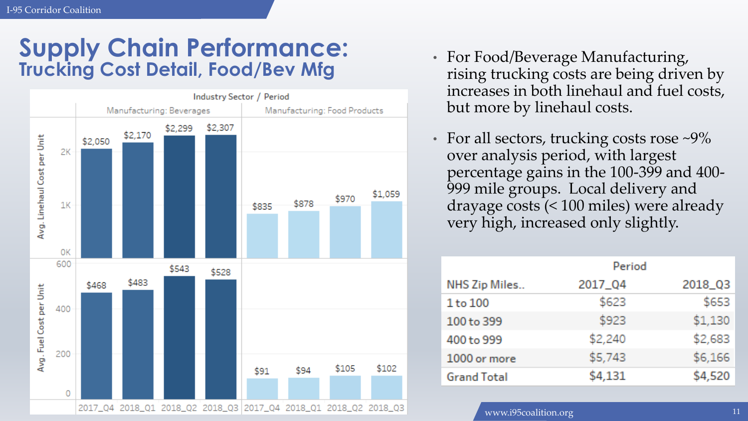# Supply Chain Performance:
## Trucking Cost Detail, Food/Bev Mfg

Industry Sector / Period

Manufacturing: Beverages

Manufacturing: Food Products

Avg. Linehaul Cost per Unit

2K
1K
0K

$2,050 $2,170 $2,299 $2,307

$835 $878 $970 $1,059

Avg. Fuel Cost per Unit

600
400
200
0

$468 $483 $543 $528

$91 $94 $105 $102

2017_Q4 2018_Q1 2018_Q2 2018_Q3 2017_Q4 2018_Q1 2018_Q2 2018_Q3

- For Food/Beverage Manufacturing, rising trucking costs are being driven by increases in both linehaul and fuel costs, but more by linehaul costs.
- For all sectors, trucking costs rose ~9% over analysis period, with largest percentage gains in the 100-399 and 400-999 mile groups. Local delivery and drayage costs (< 100 miles) were already very high, increased only slightly.

| | Period | |
|---|---|---|
| NHS Zip Miles.. | 2017_Q4 | 2018_Q3 |
| 1 to 100 | $623 | $653 |
| 100 to 399 | $923 | $1,130 |
| 400 to 999 | $2,240 | $2,683 |
| 1000 or more | $5,743 | $6,166 |
| Grand Total | $4,131 | $4,520 |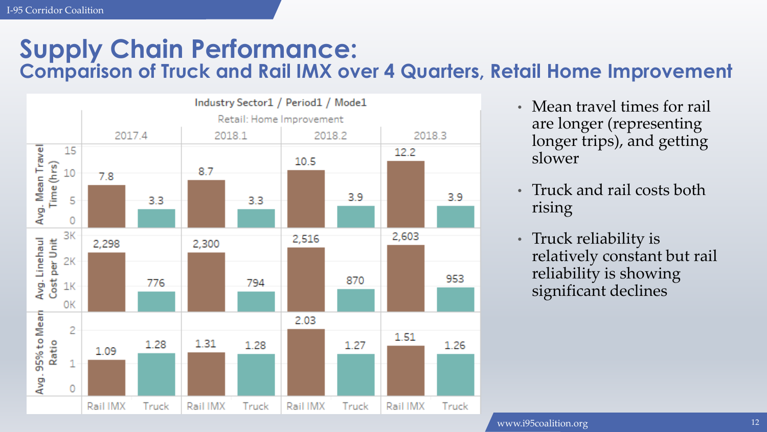# Supply Chain Performance:

## Comparison of Truck and Rail IMX over 4 Quarters, Retail Home Improvement

Industry Sector1 / Period1 / Mode1

Retail: Home Improvement

2017.4
2018.1
2018.2
2018.3

Avg. Mean Travel Time (hrs)

15
10
5
0

7.8
3.3
8.7
3.3
10.5
3.9
12.2
3.9

Avg. Linehaul Cost per Unit

3K
2K
1K
0K

2,298
776
2,300
794
2,516
870
2,603
953

Avg. 95% to Mean Ratio

2
1
0

1.09
1.28
1.31
1.28
2.03
1.27
1.51
1.26

Rail IMX
Truck
Rail IMX
Truck
Rail IMX
Truck
Rail IMX
Truck

- Mean travel times for rail are longer (representing longer trips), and getting slower
- Truck and rail costs both rising
- Truck reliability is relatively constant but rail reliability is showing significant declines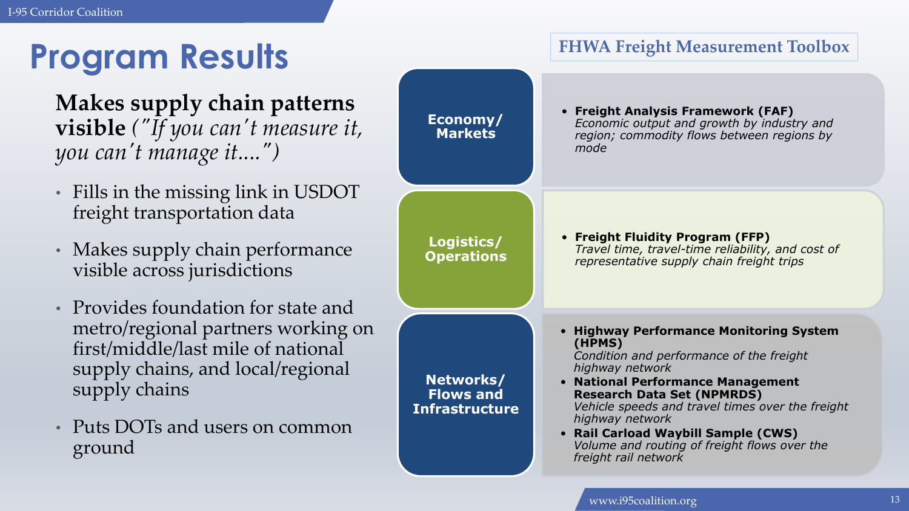# Program Results

**Makes supply chain patterns visible** *("If you can't measure it, you can't manage it....")*

- Fills in the missing link in USDOT freight transportation data
- Makes supply chain performance visible across jurisdictions
- Provides foundation for state and metro/regional partners working on first/middle/last mile of national supply chains, and local/regional supply chains
- Puts DOTs and users on common ground

## FHWA Freight Measurement Toolbox

| Category | Tools |
| --- | --- |
| **Economy/ Markets** | **Freight Analysis Framework (FAF)** *Economic output and growth by industry and region; commodity flows between regions by mode* |
| **Logistics/ Operations** | **Freight Fluidity Program (FFP)** *Travel time, travel-time reliability, and cost of representative supply chain freight trips* |
| **Networks/ Flows and Infrastructure** | **Highway Performance Monitoring System (HPMS)** *Condition and performance of the freight highway network*; **National Performance Management Research Data Set (NPMRDS)** *Vehicle speeds and travel times over the freight highway network*; **Rail Carload Waybill Sample (CWS)** *Volume and routing of freight flows over the freight rail network* |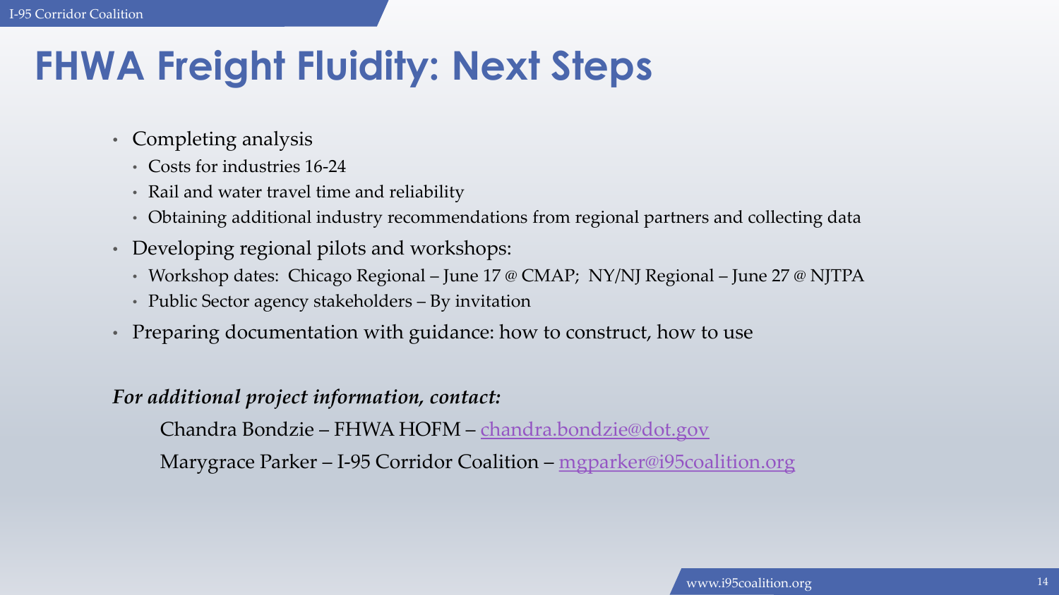# FHWA Freight Fluidity: Next Steps

- Completing analysis
  - Costs for industries 16-24
  - Rail and water travel time and reliability
  - Obtaining additional industry recommendations from regional partners and collecting data
- Developing regional pilots and workshops:
  - Workshop dates: Chicago Regional – June 17 @ CMAP; NY/NJ Regional – June 27 @ NJTPA
  - Public Sector agency stakeholders – By invitation
- Preparing documentation with guidance: how to construct, how to use

***For additional project information, contact:***

Chandra Bondzie – FHWA HOFM – chandra.bondzie@dot.gov

Marygrace Parker – I-95 Corridor Coalition – mgparker@i95coalition.org